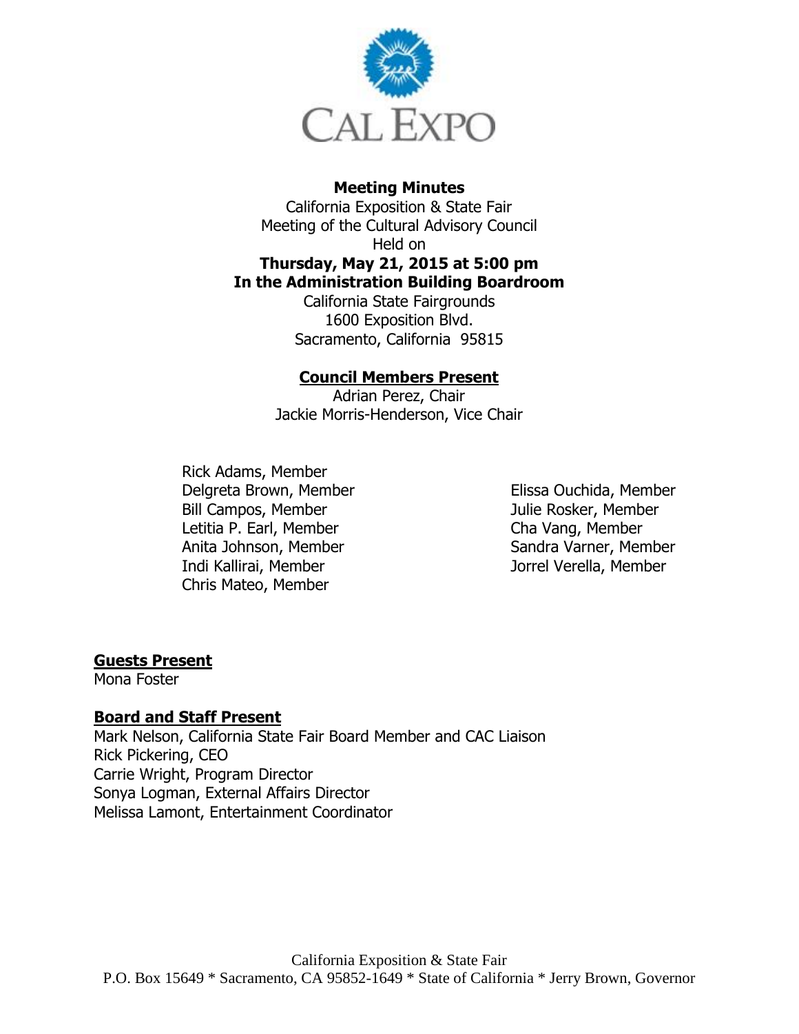CAL EXPO

**Meeting Minutes**
California Exposition & State Fair
Meeting of the Cultural Advisory Council
Held on
**Thursday, May 21, 2015 at 5:00 pm**
**In the Administration Building Boardroom**
California State Fairgrounds
1600 Exposition Blvd.
Sacramento, California 95815

## Council Members Present

Adrian Perez, Chair
Jackie Morris-Henderson, Vice Chair

Rick Adams, Member
Delgreta Brown, Member
Bill Campos, Member
Letitia P. Earl, Member
Anita Johnson, Member
Indi Kallirai, Member
Chris Mateo, Member
Elissa Ouchida, Member
Julie Rosker, Member
Cha Vang, Member
Sandra Varner, Member
Jorrel Verella, Member

## Guests Present

Mona Foster

## Board and Staff Present

Mark Nelson, California State Fair Board Member and CAC Liaison
Rick Pickering, CEO
Carrie Wright, Program Director
Sonya Logman, External Affairs Director
Melissa Lamont, Entertainment Coordinator

California Exposition & State Fair
P.O. Box 15649 * Sacramento, CA 95852-1649 * State of California * Jerry Brown, Governor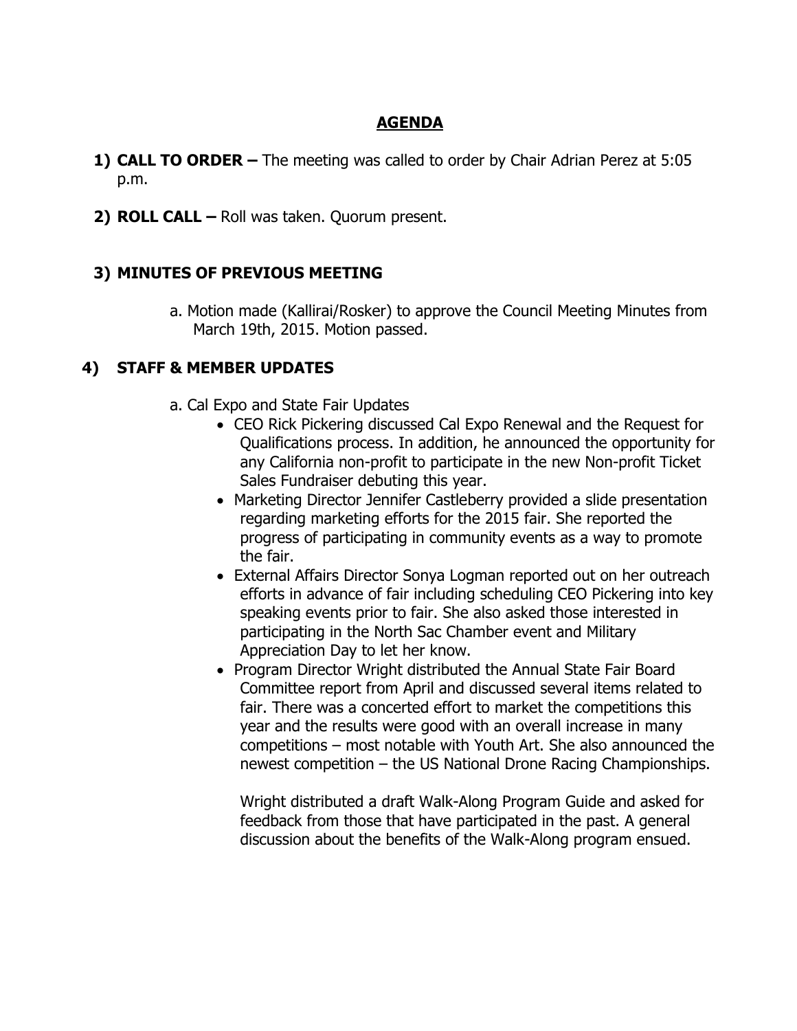# AGENDA

1) **CALL TO ORDER –** The meeting was called to order by Chair Adrian Perez at 5:05 p.m.

2) **ROLL CALL –** Roll was taken. Quorum present.

## 3) MINUTES OF PREVIOUS MEETING

a. Motion made (Kallirai/Rosker) to approve the Council Meeting Minutes from March 19th, 2015. Motion passed.

## 4) STAFF & MEMBER UPDATES

a. Cal Expo and State Fair Updates

- CEO Rick Pickering discussed Cal Expo Renewal and the Request for Qualifications process. In addition, he announced the opportunity for any California non-profit to participate in the new Non-profit Ticket Sales Fundraiser debuting this year.
- Marketing Director Jennifer Castleberry provided a slide presentation regarding marketing efforts for the 2015 fair. She reported the progress of participating in community events as a way to promote the fair.
- External Affairs Director Sonya Logman reported out on her outreach efforts in advance of fair including scheduling CEO Pickering into key speaking events prior to fair. She also asked those interested in participating in the North Sac Chamber event and Military Appreciation Day to let her know.
- Program Director Wright distributed the Annual State Fair Board Committee report from April and discussed several items related to fair. There was a concerted effort to market the competitions this year and the results were good with an overall increase in many competitions – most notable with Youth Art. She also announced the newest competition – the US National Drone Racing Championships.

  Wright distributed a draft Walk-Along Program Guide and asked for feedback from those that have participated in the past. A general discussion about the benefits of the Walk-Along program ensued.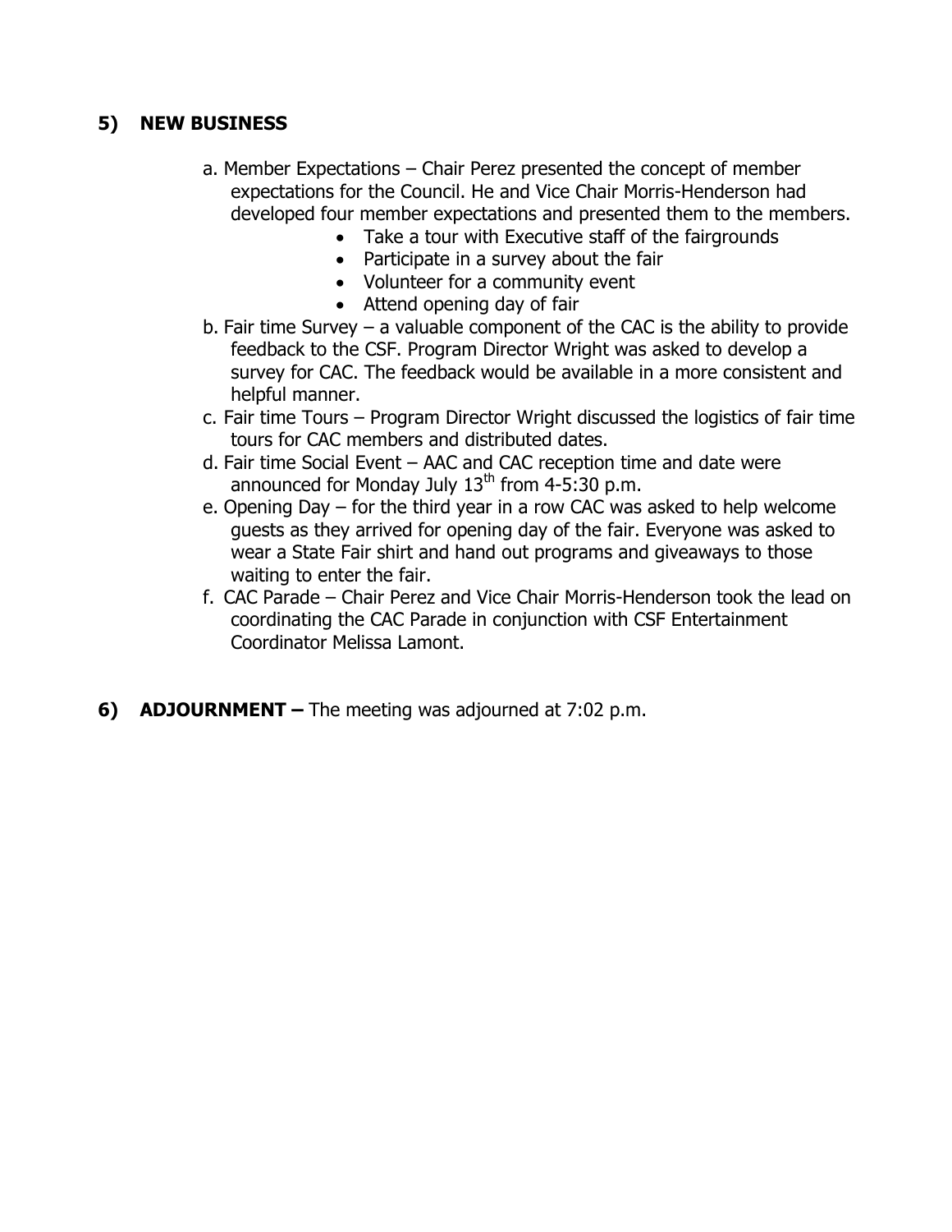## 5) NEW BUSINESS

a. Member Expectations – Chair Perez presented the concept of member expectations for the Council. He and Vice Chair Morris-Henderson had developed four member expectations and presented them to the members.
   - Take a tour with Executive staff of the fairgrounds
   - Participate in a survey about the fair
   - Volunteer for a community event
   - Attend opening day of fair

b. Fair time Survey – a valuable component of the CAC is the ability to provide feedback to the CSF. Program Director Wright was asked to develop a survey for CAC. The feedback would be available in a more consistent and helpful manner.

c. Fair time Tours – Program Director Wright discussed the logistics of fair time tours for CAC members and distributed dates.

d. Fair time Social Event – AAC and CAC reception time and date were announced for Monday July 13th from 4-5:30 p.m.

e. Opening Day – for the third year in a row CAC was asked to help welcome guests as they arrived for opening day of the fair. Everyone was asked to wear a State Fair shirt and hand out programs and giveaways to those waiting to enter the fair.

f. CAC Parade – Chair Perez and Vice Chair Morris-Henderson took the lead on coordinating the CAC Parade in conjunction with CSF Entertainment Coordinator Melissa Lamont.

## 6) ADJOURNMENT – The meeting was adjourned at 7:02 p.m.